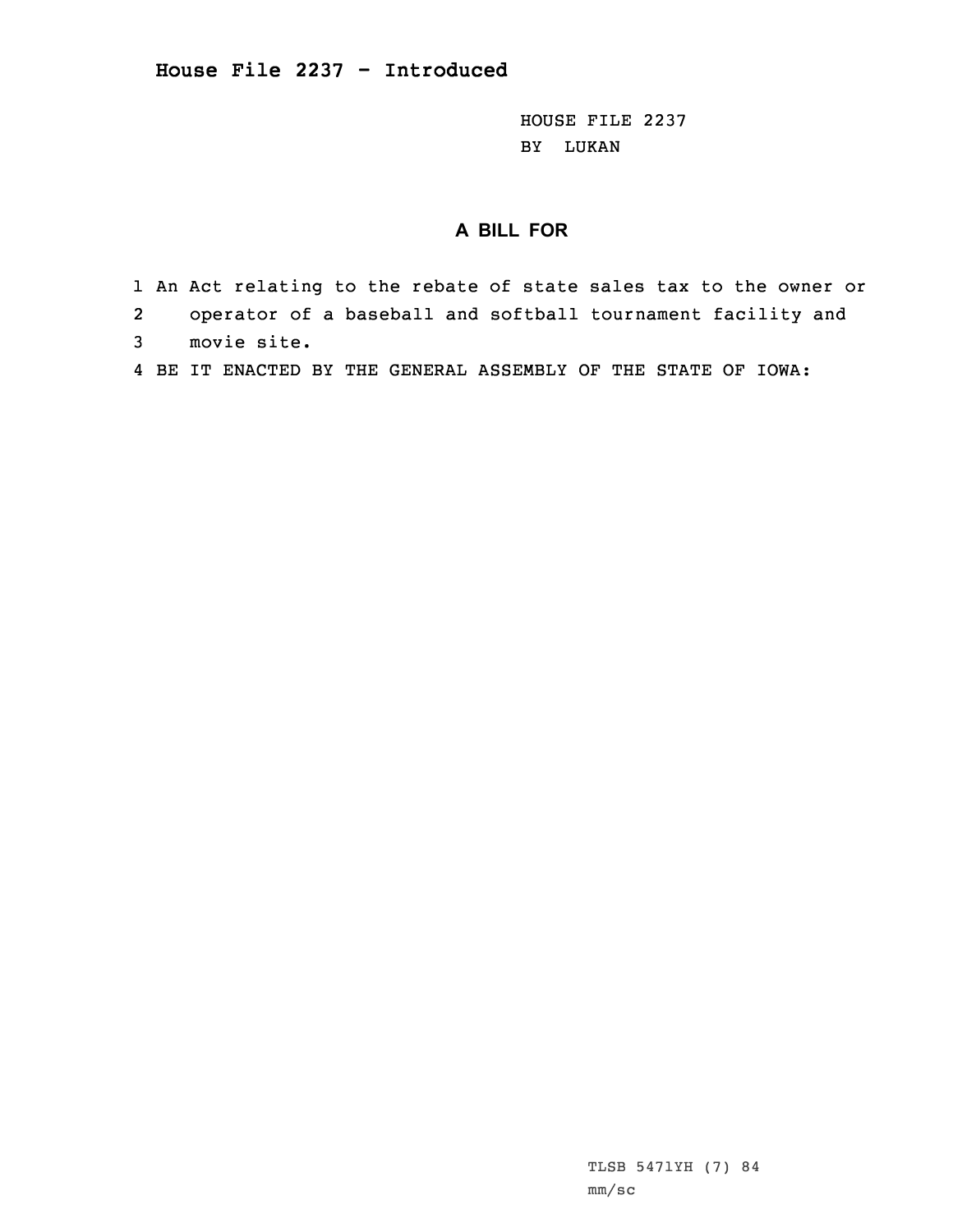# House File 2237 - Introduced

HOUSE FILE 2237
BY LUKAN

## A BILL FOR

1 An Act relating to the rebate of state sales tax to the owner or
2 operator of a baseball and softball tournament facility and
3 movie site.
4 BE IT ENACTED BY THE GENERAL ASSEMBLY OF THE STATE OF IOWA:

TLSB 5471YH (7) 84
mm/sc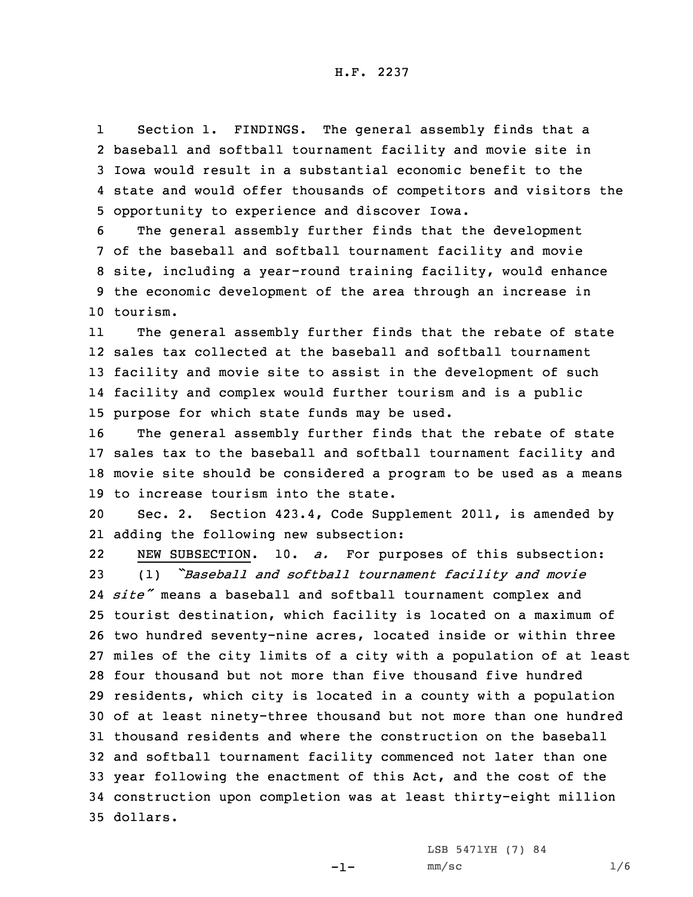H.F. 2237

Section 1. FINDINGS. The general assembly finds that a baseball and softball tournament facility and movie site in Iowa would result in a substantial economic benefit to the state and would offer thousands of competitors and visitors the opportunity to experience and discover Iowa.

The general assembly further finds that the development of the baseball and softball tournament facility and movie site, including a year-round training facility, would enhance the economic development of the area through an increase in tourism.

The general assembly further finds that the rebate of state sales tax collected at the baseball and softball tournament facility and movie site to assist in the development of such facility and complex would further tourism and is a public purpose for which state funds may be used.

The general assembly further finds that the rebate of state sales tax to the baseball and softball tournament facility and movie site should be considered a program to be used as a means to increase tourism into the state.

Sec. 2. Section 423.4, Code Supplement 2011, is amended by adding the following new subsection:

NEW SUBSECTION. 10. *a.* For purposes of this subsection:

(1) *"Baseball and softball tournament facility and movie site"* means a baseball and softball tournament complex and tourist destination, which facility is located on a maximum of two hundred seventy-nine acres, located inside or within three miles of the city limits of a city with a population of at least four thousand but not more than five thousand five hundred residents, which city is located in a county with a population of at least ninety-three thousand but not more than one hundred thousand residents and where the construction on the baseball and softball tournament facility commenced not later than one year following the enactment of this Act, and the cost of the construction upon completion was at least thirty-eight million dollars.

LSB 5471YH (7) 84

mm/sc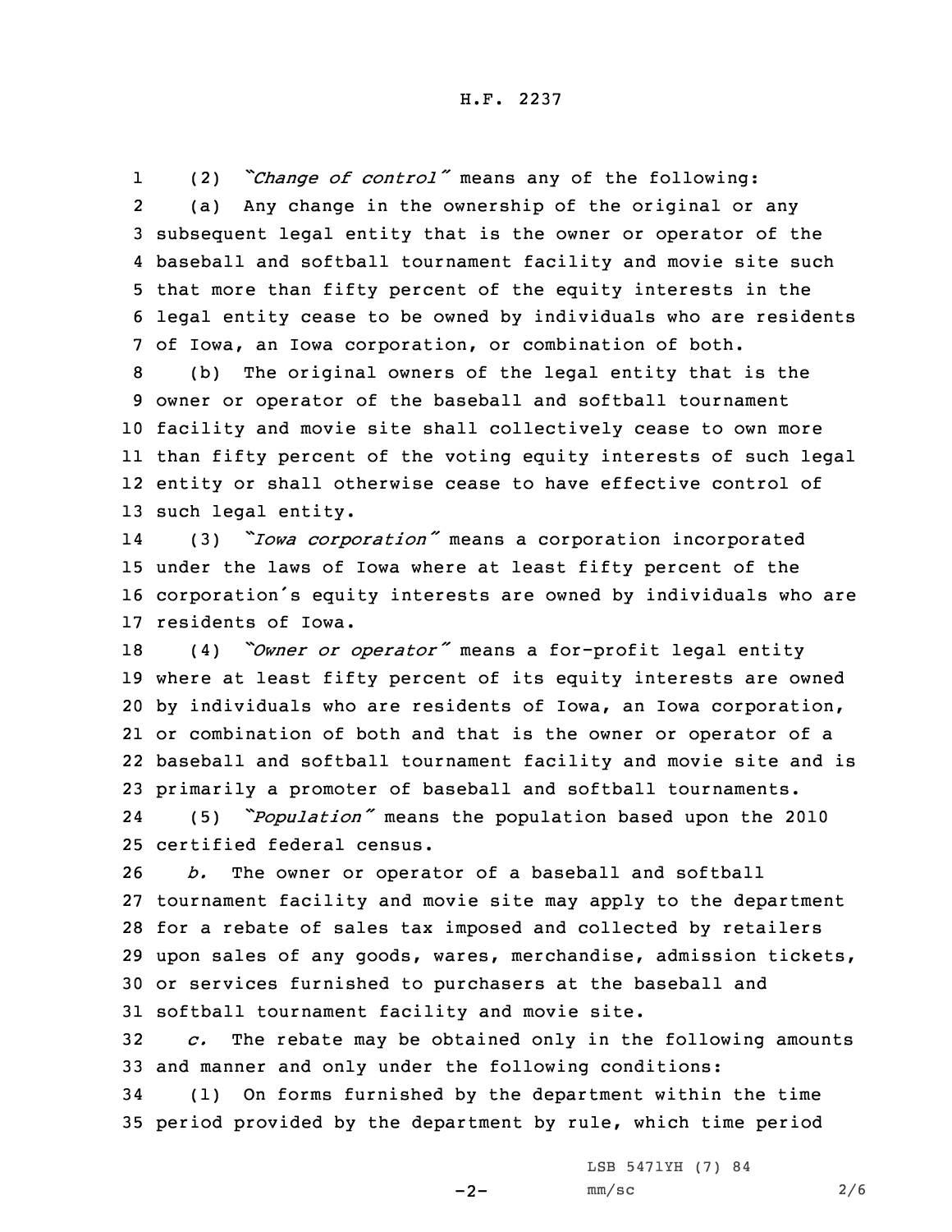(2) *"Change of control"* means any of the following:

(a) Any change in the ownership of the original or any subsequent legal entity that is the owner or operator of the baseball and softball tournament facility and movie site such that more than fifty percent of the equity interests in the legal entity cease to be owned by individuals who are residents of Iowa, an Iowa corporation, or combination of both.

(b) The original owners of the legal entity that is the owner or operator of the baseball and softball tournament facility and movie site shall collectively cease to own more than fifty percent of the voting equity interests of such legal entity or shall otherwise cease to have effective control of such legal entity.

(3) *"Iowa corporation"* means a corporation incorporated under the laws of Iowa where at least fifty percent of the corporation's equity interests are owned by individuals who are residents of Iowa.

(4) *"Owner or operator"* means a for-profit legal entity where at least fifty percent of its equity interests are owned by individuals who are residents of Iowa, an Iowa corporation, or combination of both and that is the owner or operator of a baseball and softball tournament facility and movie site and is primarily a promoter of baseball and softball tournaments.

(5) *"Population"* means the population based upon the 2010 certified federal census.

*b.* The owner or operator of a baseball and softball tournament facility and movie site may apply to the department for a rebate of sales tax imposed and collected by retailers upon sales of any goods, wares, merchandise, admission tickets, or services furnished to purchasers at the baseball and softball tournament facility and movie site.

*c.* The rebate may be obtained only in the following amounts and manner and only under the following conditions:

(1) On forms furnished by the department within the time period provided by the department by rule, which time period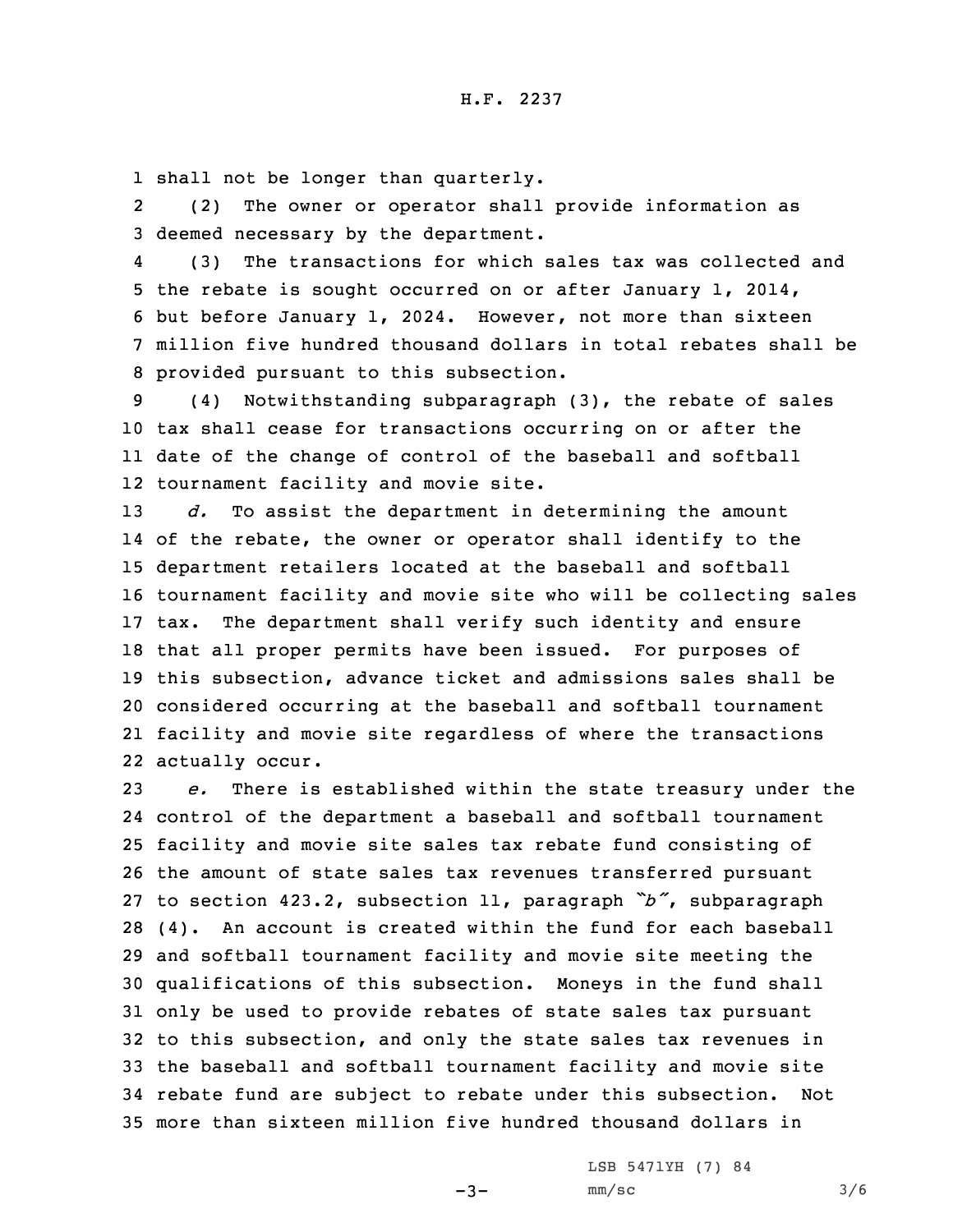shall not be longer than quarterly.

(2) The owner or operator shall provide information as deemed necessary by the department.

(3) The transactions for which sales tax was collected and the rebate is sought occurred on or after January 1, 2014, but before January 1, 2024. However, not more than sixteen million five hundred thousand dollars in total rebates shall be provided pursuant to this subsection.

(4) Notwithstanding subparagraph (3), the rebate of sales tax shall cease for transactions occurring on or after the date of the change of control of the baseball and softball tournament facility and movie site.

*d.* To assist the department in determining the amount of the rebate, the owner or operator shall identify to the department retailers located at the baseball and softball tournament facility and movie site who will be collecting sales tax. The department shall verify such identity and ensure that all proper permits have been issued. For purposes of this subsection, advance ticket and admissions sales shall be considered occurring at the baseball and softball tournament facility and movie site regardless of where the transactions actually occur.

*e.* There is established within the state treasury under the control of the department a baseball and softball tournament facility and movie site sales tax rebate fund consisting of the amount of state sales tax revenues transferred pursuant to section 423.2, subsection 11, paragraph *"b"*, subparagraph (4). An account is created within the fund for each baseball and softball tournament facility and movie site meeting the qualifications of this subsection. Moneys in the fund shall only be used to provide rebates of state sales tax pursuant to this subsection, and only the state sales tax revenues in the baseball and softball tournament facility and movie site rebate fund are subject to rebate under this subsection. Not more than sixteen million five hundred thousand dollars in

LSB 5471YH (7) 84
mm/sc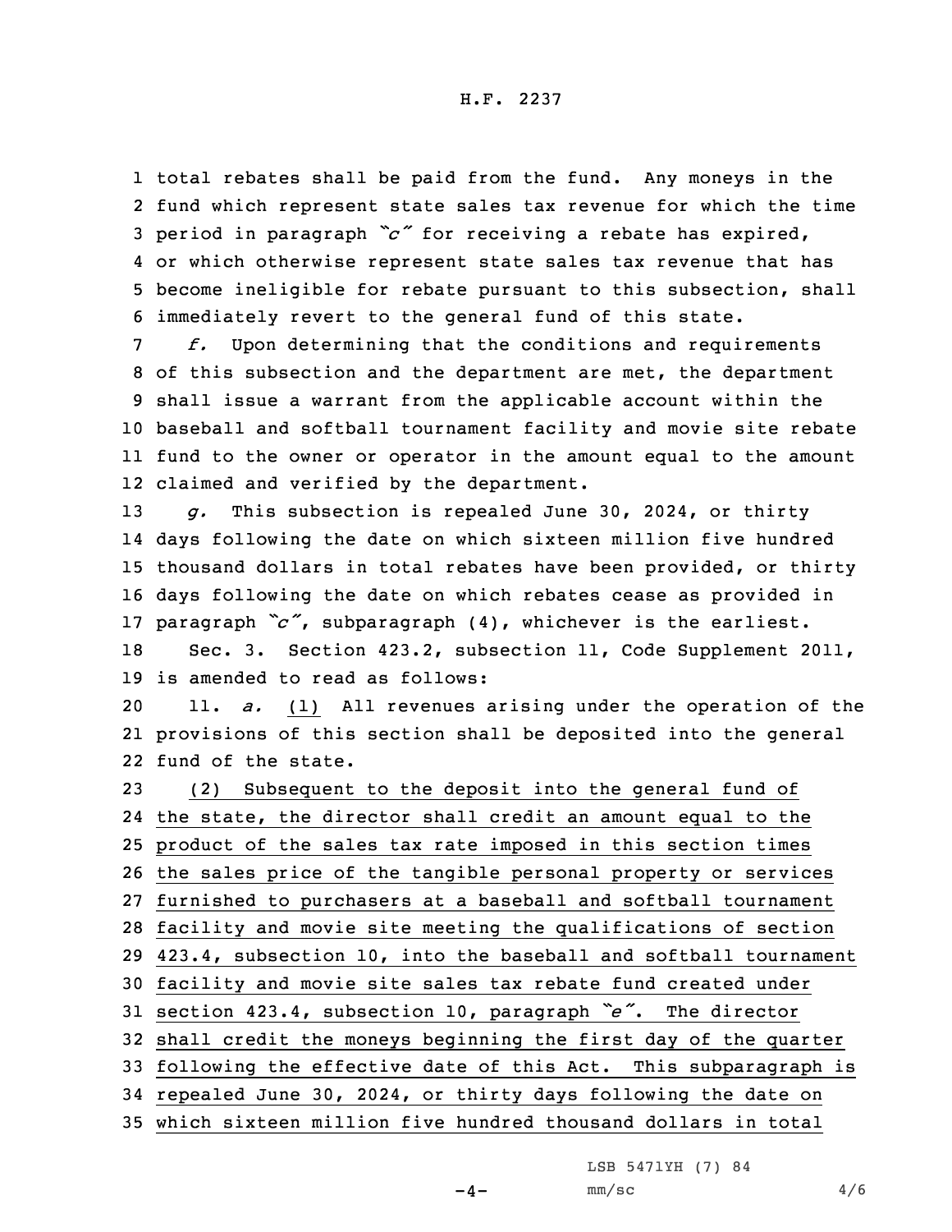total rebates shall be paid from the fund. Any moneys in the fund which represent state sales tax revenue for which the time period in paragraph "c" for receiving a rebate has expired, or which otherwise represent state sales tax revenue that has become ineligible for rebate pursuant to this subsection, shall immediately revert to the general fund of this state.

*f.* Upon determining that the conditions and requirements of this subsection and the department are met, the department shall issue a warrant from the applicable account within the baseball and softball tournament facility and movie site rebate fund to the owner or operator in the amount equal to the amount claimed and verified by the department.

*g.* This subsection is repealed June 30, 2024, or thirty days following the date on which sixteen million five hundred thousand dollars in total rebates have been provided, or thirty days following the date on which rebates cease as provided in paragraph "c", subparagraph (4), whichever is the earliest.

Sec. 3. Section 423.2, subsection 11, Code Supplement 2011, is amended to read as follows:

11. *a.* (1) All revenues arising under the operation of the provisions of this section shall be deposited into the general fund of the state.

(2) Subsequent to the deposit into the general fund of the state, the director shall credit an amount equal to the product of the sales tax rate imposed in this section times the sales price of the tangible personal property or services furnished to purchasers at a baseball and softball tournament facility and movie site meeting the qualifications of section 423.4, subsection 10, into the baseball and softball tournament facility and movie site sales tax rebate fund created under section 423.4, subsection 10, paragraph "e". The director shall credit the moneys beginning the first day of the quarter following the effective date of this Act. This subparagraph is repealed June 30, 2024, or thirty days following the date on which sixteen million five hundred thousand dollars in total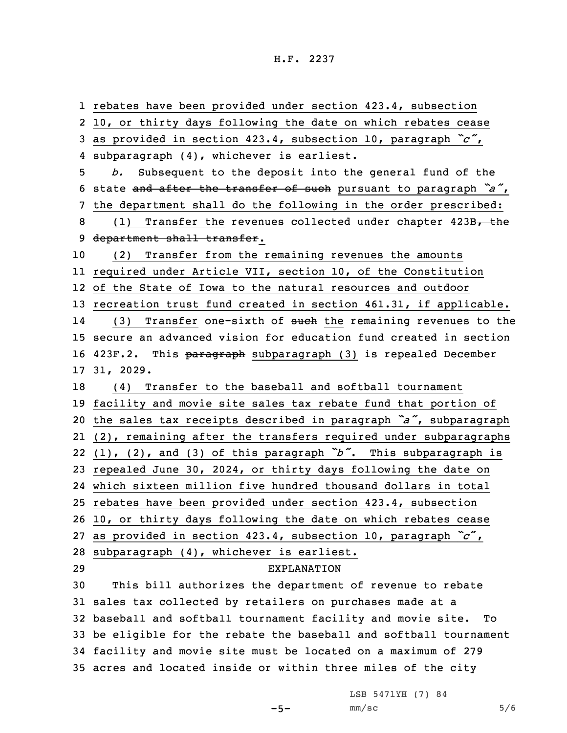rebates have been provided under section 423.4, subsection 10, or thirty days following the date on which rebates cease as provided in section 423.4, subsection 10, paragraph *"c"*, subparagraph (4), whichever is earliest.

*b.* Subsequent to the deposit into the general fund of the state ~~and after the transfer of such~~ pursuant to paragraph *"a"*, the department shall do the following in the order prescribed:

(1) Transfer the revenues collected under chapter 423B~~, the department shall transfer~~.

(2) Transfer from the remaining revenues the amounts required under Article VII, section 10, of the Constitution of the State of Iowa to the natural resources and outdoor recreation trust fund created in section 461.31, if applicable.

(3) Transfer one-sixth of ~~such~~ the remaining revenues to the secure an advanced vision for education fund created in section 423F.2. This ~~paragraph~~ subparagraph (3) is repealed December 31, 2029.

(4) Transfer to the baseball and softball tournament facility and movie site sales tax rebate fund that portion of the sales tax receipts described in paragraph *"a"*, subparagraph (2), remaining after the transfers required under subparagraphs (1), (2), and (3) of this paragraph *"b"*. This subparagraph is repealed June 30, 2024, or thirty days following the date on which sixteen million five hundred thousand dollars in total rebates have been provided under section 423.4, subsection 10, or thirty days following the date on which rebates cease as provided in section 423.4, subsection 10, paragraph *"c"*, subparagraph (4), whichever is earliest.

EXPLANATION

This bill authorizes the department of revenue to rebate sales tax collected by retailers on purchases made at a baseball and softball tournament facility and movie site. To be eligible for the rebate the baseball and softball tournament facility and movie site must be located on a maximum of 279 acres and located inside or within three miles of the city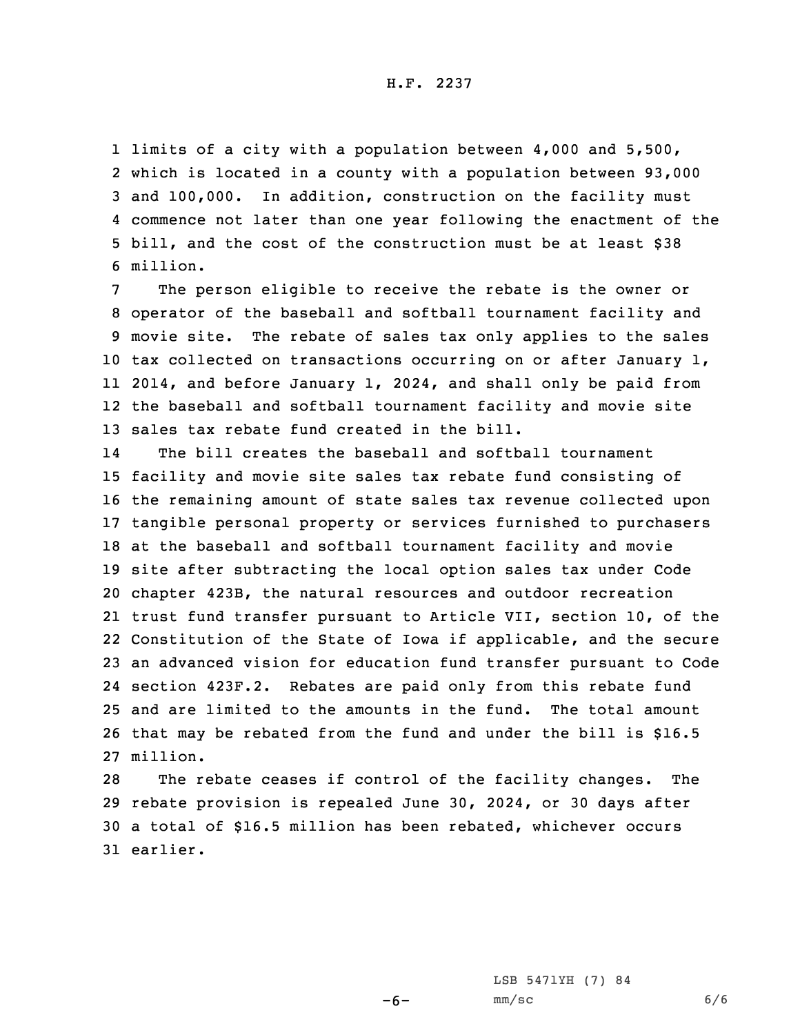limits of a city with a population between 4,000 and 5,500, which is located in a county with a population between 93,000 and 100,000. In addition, construction on the facility must commence not later than one year following the enactment of the bill, and the cost of the construction must be at least $38 million.

The person eligible to receive the rebate is the owner or operator of the baseball and softball tournament facility and movie site. The rebate of sales tax only applies to the sales tax collected on transactions occurring on or after January 1, 2014, and before January 1, 2024, and shall only be paid from the baseball and softball tournament facility and movie site sales tax rebate fund created in the bill.

The bill creates the baseball and softball tournament facility and movie site sales tax rebate fund consisting of the remaining amount of state sales tax revenue collected upon tangible personal property or services furnished to purchasers at the baseball and softball tournament facility and movie site after subtracting the local option sales tax under Code chapter 423B, the natural resources and outdoor recreation trust fund transfer pursuant to Article VII, section 10, of the Constitution of the State of Iowa if applicable, and the secure an advanced vision for education fund transfer pursuant to Code section 423F.2. Rebates are paid only from this rebate fund and are limited to the amounts in the fund. The total amount that may be rebated from the fund and under the bill is $16.5 million.

The rebate ceases if control of the facility changes. The rebate provision is repealed June 30, 2024, or 30 days after a total of $16.5 million has been rebated, whichever occurs earlier.